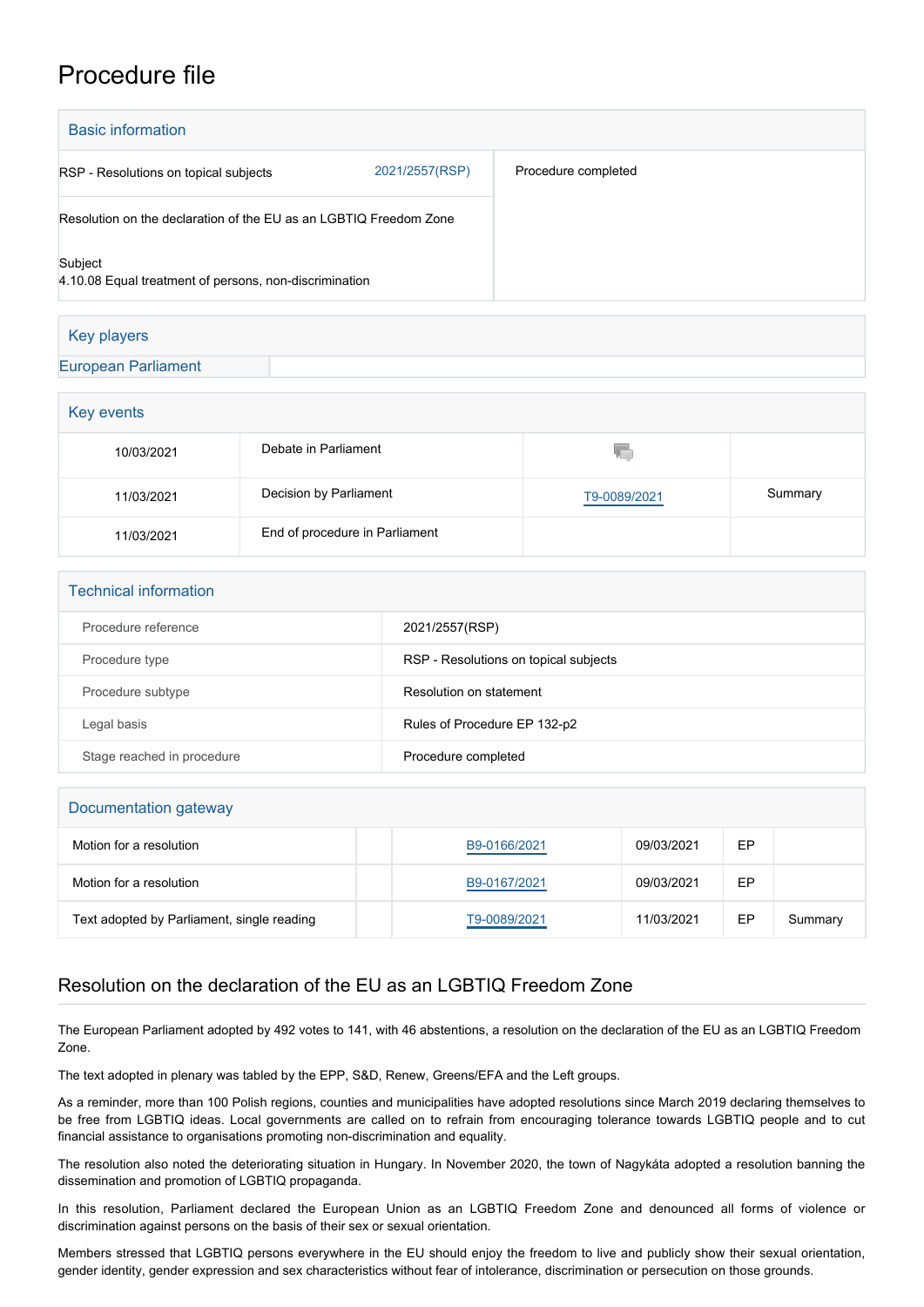# Procedure file

## Basic information

| | | |
|---|---|---|
| RSP - Resolutions on topical subjects | 2021/2557(RSP) | Procedure completed |
| Resolution on the declaration of the EU as an LGBTIQ Freedom Zone | | |
| Subject<br>4.10.08 Equal treatment of persons, non-discrimination | | |

## Key players

European Parliament

## Key events

| | | | |
|---|---|---|---|
| 10/03/2021 | Debate in Parliament | | |
| 11/03/2021 | Decision by Parliament | T9-0089/2021 | Summary |
| 11/03/2021 | End of procedure in Parliament | | |

## Technical information

| | |
|---|---|
| Procedure reference | 2021/2557(RSP) |
| Procedure type | RSP - Resolutions on topical subjects |
| Procedure subtype | Resolution on statement |
| Legal basis | Rules of Procedure EP 132-p2 |
| Stage reached in procedure | Procedure completed |

## Documentation gateway

| | | | | | |
|---|---|---|---|---|---|
| Motion for a resolution | | B9-0166/2021 | 09/03/2021 | EP | |
| Motion for a resolution | | B9-0167/2021 | 09/03/2021 | EP | |
| Text adopted by Parliament, single reading | | T9-0089/2021 | 11/03/2021 | EP | Summary |

## Resolution on the declaration of the EU as an LGBTIQ Freedom Zone

The European Parliament adopted by 492 votes to 141, with 46 abstentions, a resolution on the declaration of the EU as an LGBTIQ Freedom Zone.

The text adopted in plenary was tabled by the EPP, S&D, Renew, Greens/EFA and the Left groups.

As a reminder, more than 100 Polish regions, counties and municipalities have adopted resolutions since March 2019 declaring themselves to be free from LGBTIQ ideas. Local governments are called on to refrain from encouraging tolerance towards LGBTIQ people and to cut financial assistance to organisations promoting non-discrimination and equality.

The resolution also noted the deteriorating situation in Hungary. In November 2020, the town of Nagykáta adopted a resolution banning the dissemination and promotion of LGBTIQ propaganda.

In this resolution, Parliament declared the European Union as an LGBTIQ Freedom Zone and denounced all forms of violence or discrimination against persons on the basis of their sex or sexual orientation.

Members stressed that LGBTIQ persons everywhere in the EU should enjoy the freedom to live and publicly show their sexual orientation, gender identity, gender expression and sex characteristics without fear of intolerance, discrimination or persecution on those grounds.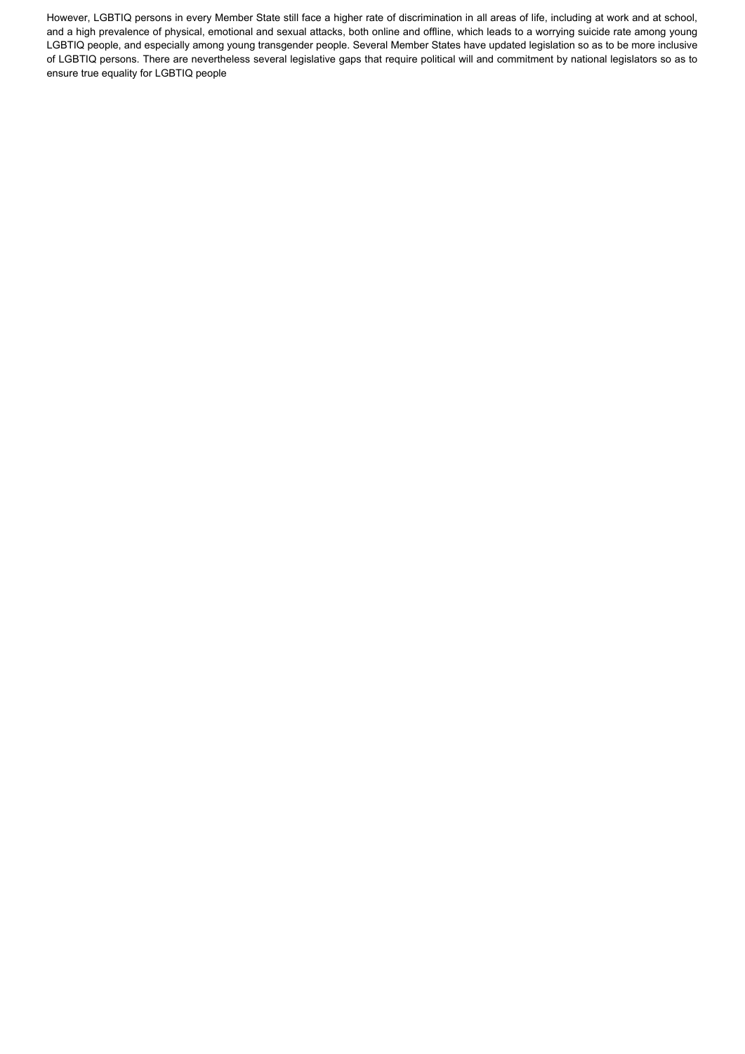However, LGBTIQ persons in every Member State still face a higher rate of discrimination in all areas of life, including at work and at school, and a high prevalence of physical, emotional and sexual attacks, both online and offline, which leads to a worrying suicide rate among young LGBTIQ people, and especially among young transgender people. Several Member States have updated legislation so as to be more inclusive of LGBTIQ persons. There are nevertheless several legislative gaps that require political will and commitment by national legislators so as to ensure true equality for LGBTIQ people